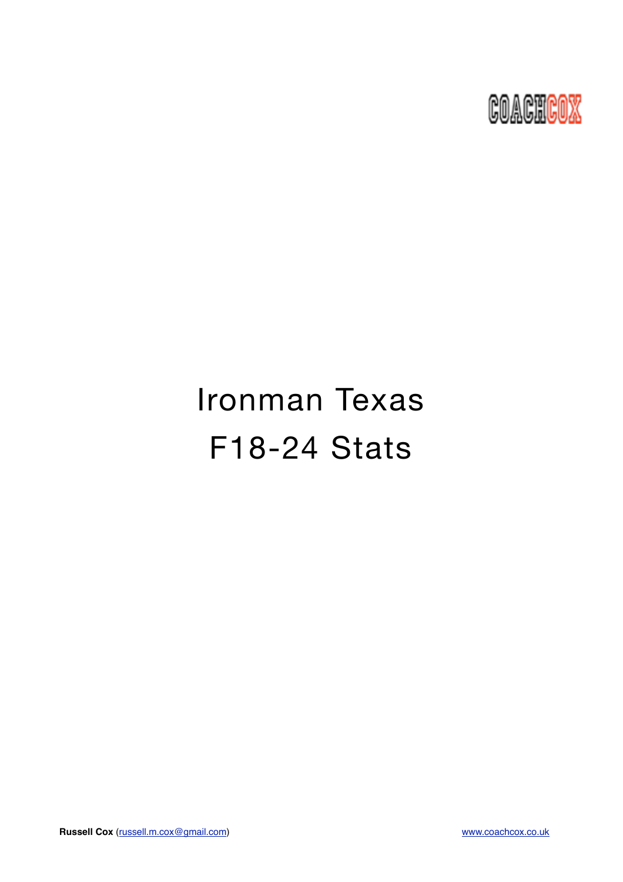COACHCOX

# Ironman Texas

# F18-24 Stats

**Russell Cox** (russell.m.cox@gmail.com) www.coachcox.co.uk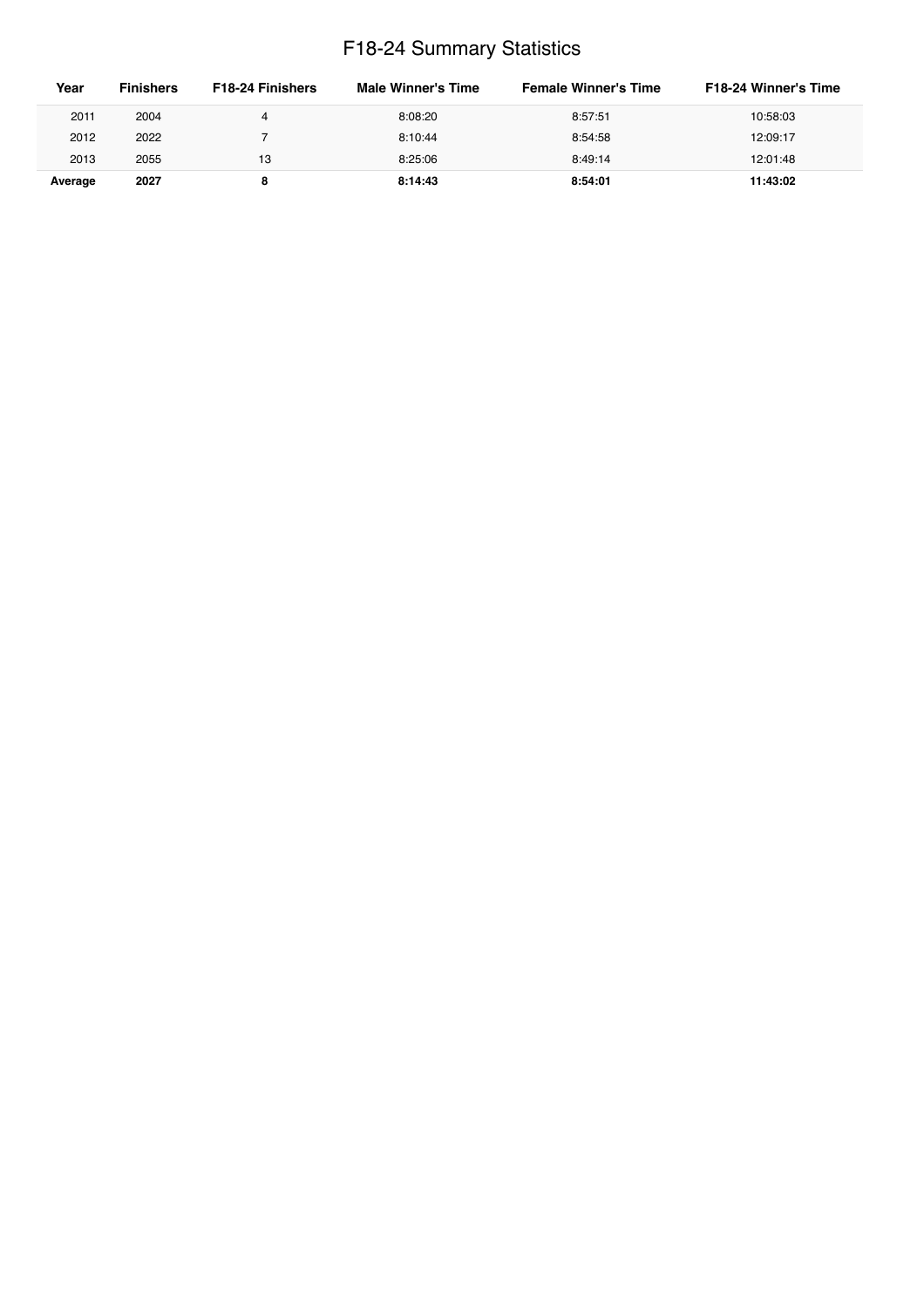# F18-24 Summary Statistics

| Year | Finishers | F18-24 Finishers | Male Winner's Time | Female Winner's Time | F18-24 Winner's Time |
|---|---|---|---|---|---|
| 2011 | 2004 | 4 | 8:08:20 | 8:57:51 | 10:58:03 |
| 2012 | 2022 | 7 | 8:10:44 | 8:54:58 | 12:09:17 |
| 2013 | 2055 | 13 | 8:25:06 | 8:49:14 | 12:01:48 |
| **Average** | **2027** | **8** | **8:14:43** | **8:54:01** | **11:43:02** |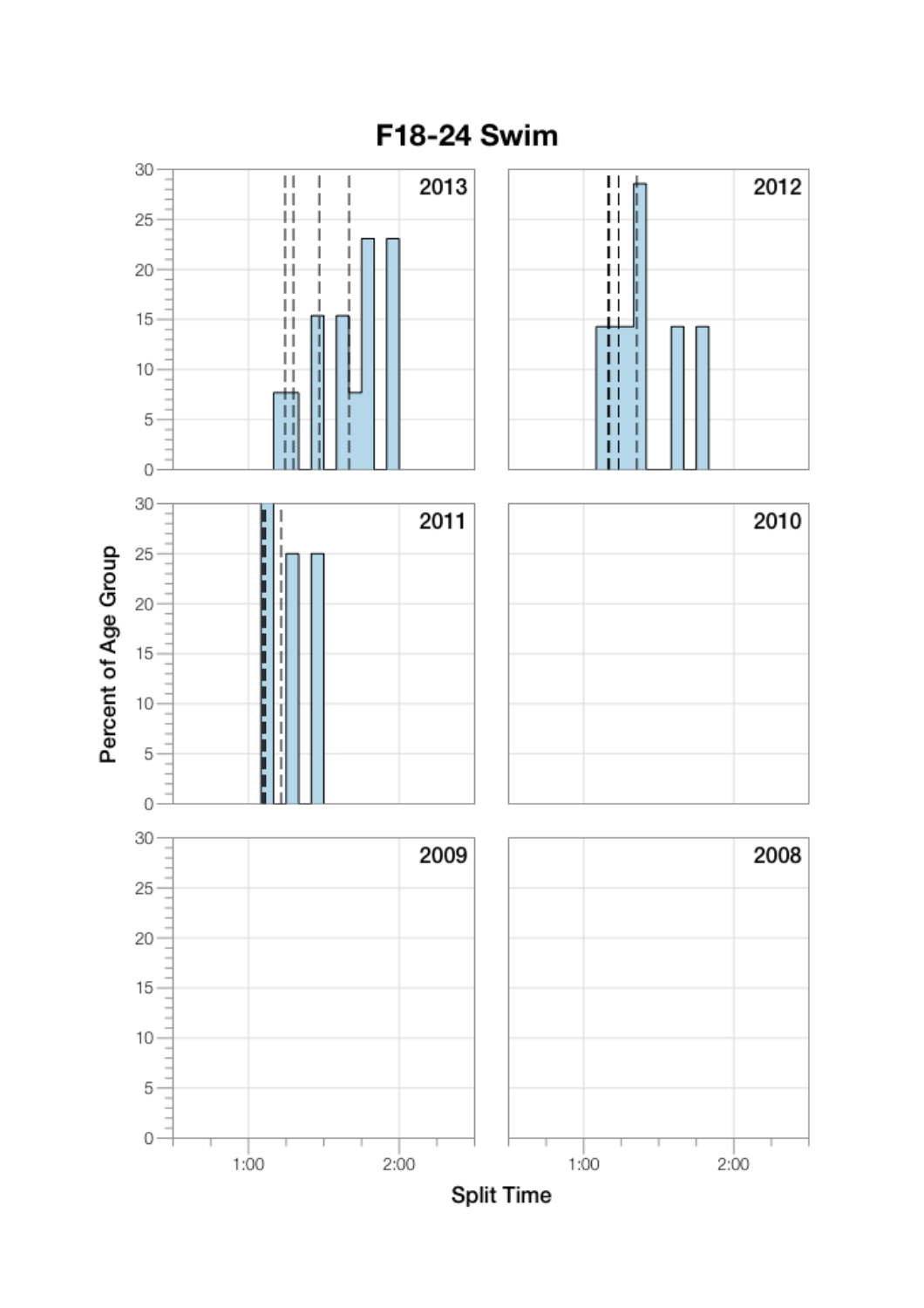# F18-24 Swim

2013

2012

2011

2010

2009

2008

Percent of Age Group

Split Time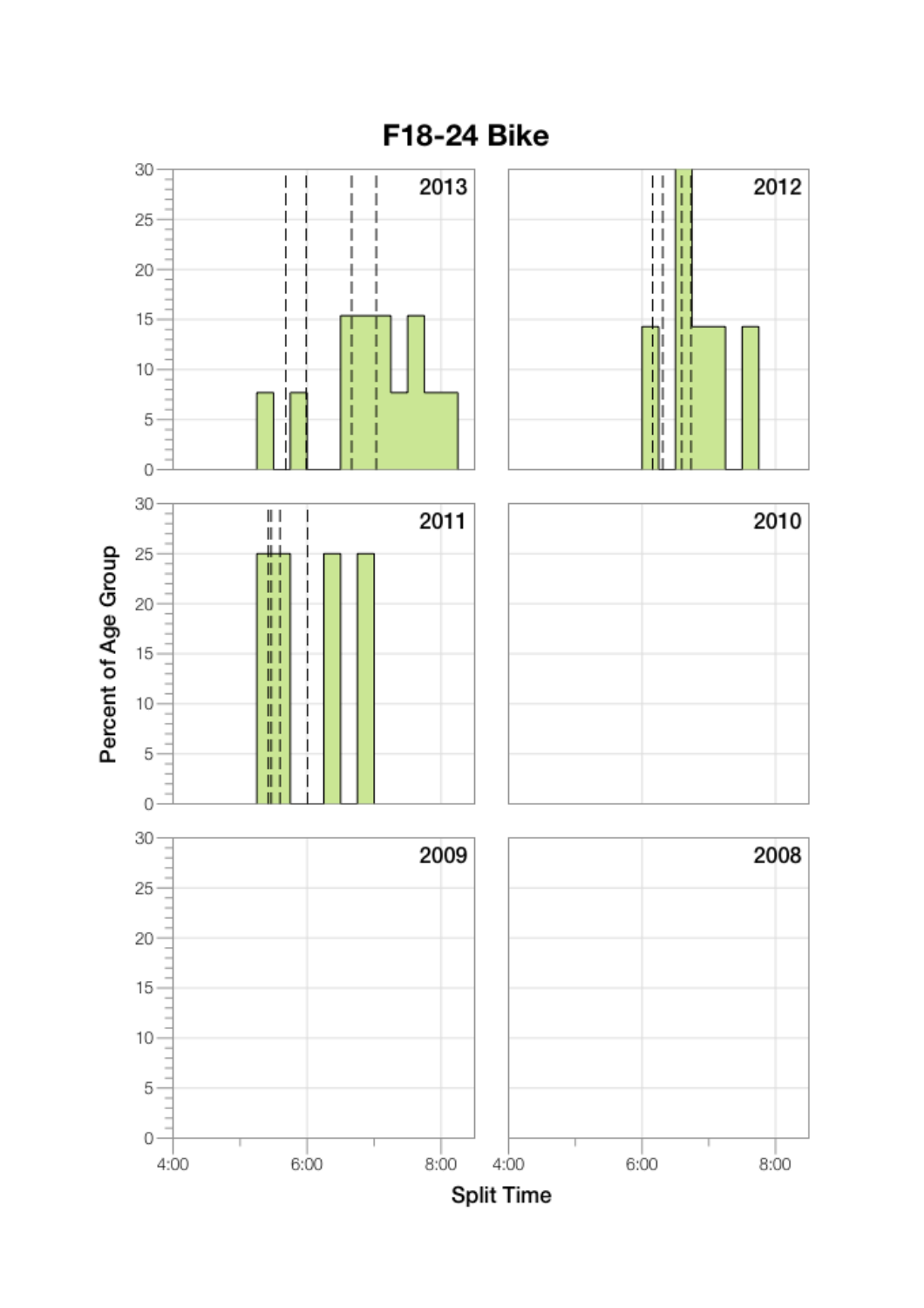# F18-24 Bike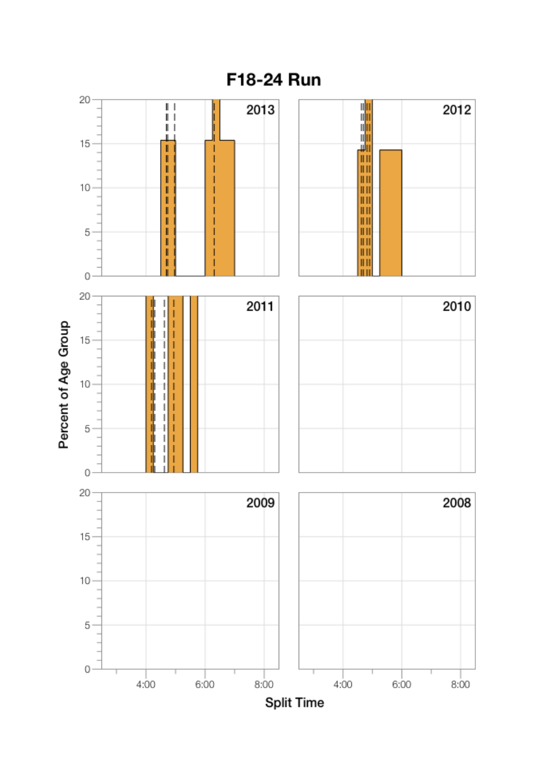# F18-24 Run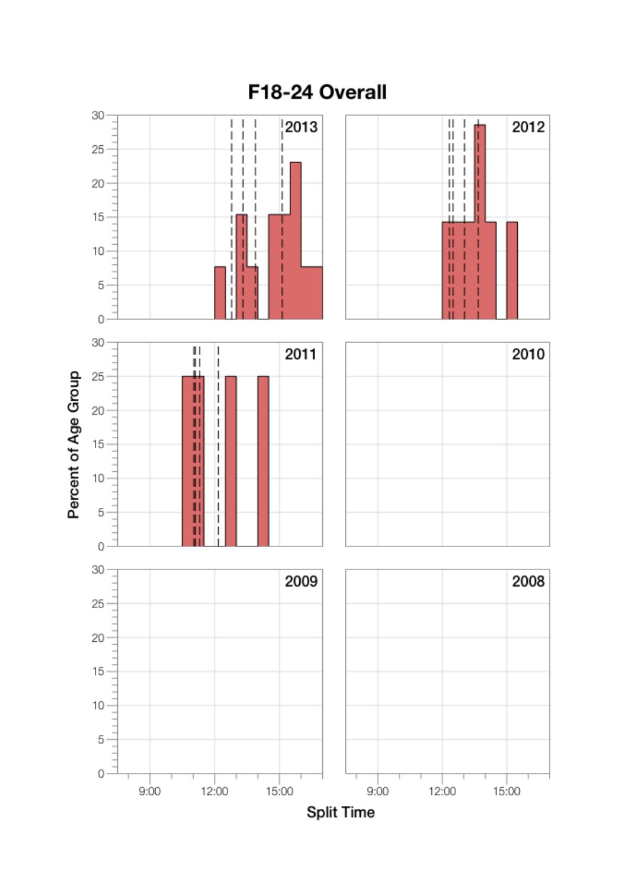# F18-24 Overall

Percent of Age Group

2013

2012

2011

2010

2009

2008

Split Time

9:00 12:00 15:00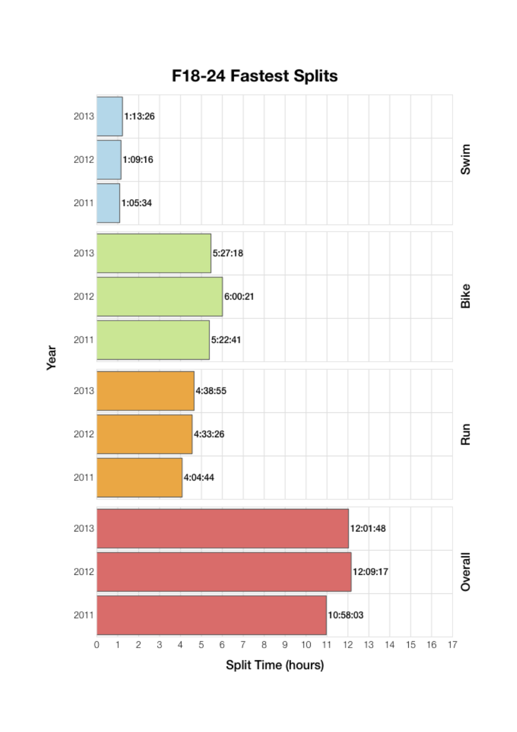# F18-24 Fastest Splits

| Year | Swim | Bike | Run | Overall |
| --- | --- | --- | --- | --- |
| 2013 | 1:13:26 | 5:27:18 | 4:38:55 | 12:01:48 |
| 2012 | 1:09:16 | 6:00:21 | 4:33:26 | 12:09:17 |
| 2011 | 1:05:34 | 5:22:41 | 4:04:44 | 10:58:03 |

Split Time (hours)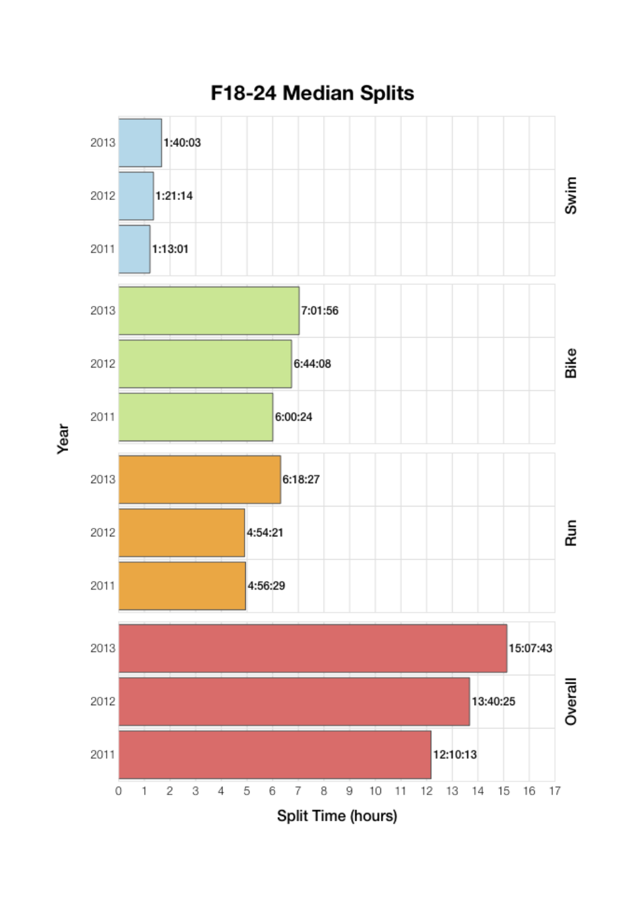# F18-24 Median Splits

| Year | Swim | Bike | Run | Overall |
|---|---|---|---|---|
| 2013 | 1:40:03 | 7:01:56 | 6:18:27 | 15:07:43 |
| 2012 | 1:21:14 | 6:44:08 | 4:54:21 | 13:40:25 |
| 2011 | 1:13:01 | 6:00:24 | 4:56:29 | 12:10:13 |

Split Time (hours)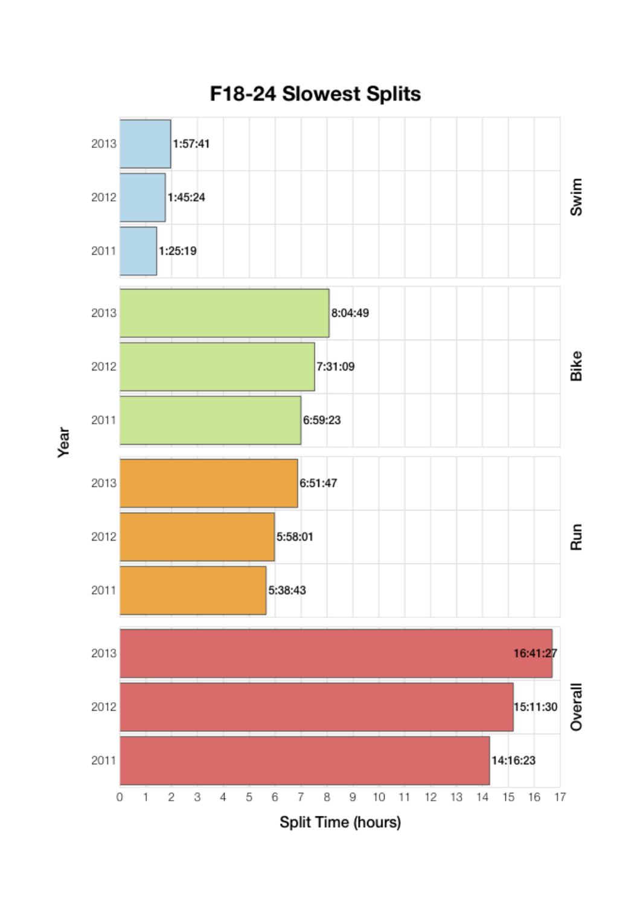# F18-24 Slowest Splits

| Split | Year | Split Time |
|---|---|---|
| Swim | 2013 | 1:57:41 |
| Swim | 2012 | 1:45:24 |
| Swim | 2011 | 1:25:19 |
| Bike | 2013 | 8:04:49 |
| Bike | 2012 | 7:31:09 |
| Bike | 2011 | 6:59:23 |
| Run | 2013 | 6:51:47 |
| Run | 2012 | 5:58:01 |
| Run | 2011 | 5:38:43 |
| Overall | 2013 | 16:41:27 |
| Overall | 2012 | 15:11:30 |
| Overall | 2011 | 14:16:23 |

Year

Split Time (hours)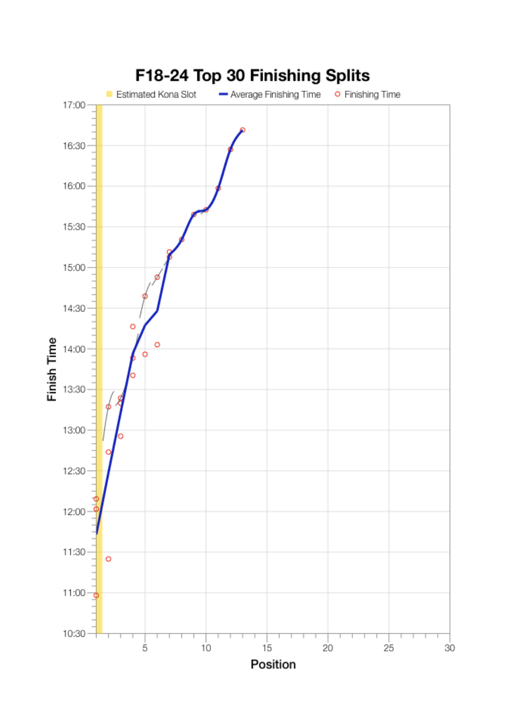## F18-24 Top 30 Finishing Splits

Estimated Kona Slot | Average Finishing Time | Finishing Time

Finish Time

17:00
16:30
16:00
15:30
15:00
14:30
14:00
13:30
13:00
12:30
12:00
11:30
11:00
10:30

5 10 15 20 25 30

Position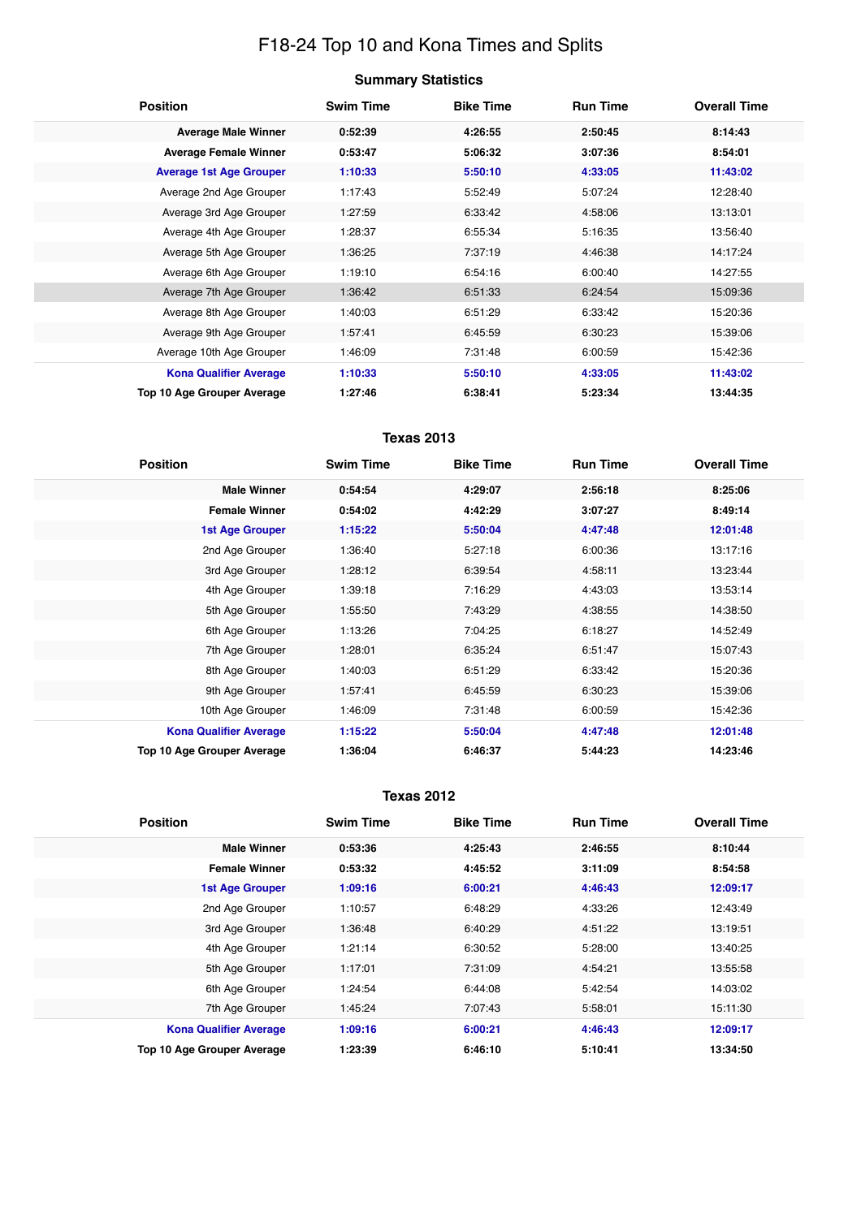# F18-24 Top 10 and Kona Times and Splits

## Summary Statistics

| Position | Swim Time | Bike Time | Run Time | Overall Time |
|---|---|---|---|---|
| **Average Male Winner** | **0:52:39** | **4:26:55** | **2:50:45** | **8:14:43** |
| **Average Female Winner** | **0:53:47** | **5:06:32** | **3:07:36** | **8:54:01** |
| **Average 1st Age Grouper** | **1:10:33** | **5:50:10** | **4:33:05** | **11:43:02** |
| Average 2nd Age Grouper | 1:17:43 | 5:52:49 | 5:07:24 | 12:28:40 |
| Average 3rd Age Grouper | 1:27:59 | 6:33:42 | 4:58:06 | 13:13:01 |
| Average 4th Age Grouper | 1:28:37 | 6:55:34 | 5:16:35 | 13:56:40 |
| Average 5th Age Grouper | 1:36:25 | 7:37:19 | 4:46:38 | 14:17:24 |
| Average 6th Age Grouper | 1:19:10 | 6:54:16 | 6:00:40 | 14:27:55 |
| Average 7th Age Grouper | 1:36:42 | 6:51:33 | 6:24:54 | 15:09:36 |
| Average 8th Age Grouper | 1:40:03 | 6:51:29 | 6:33:42 | 15:20:36 |
| Average 9th Age Grouper | 1:57:41 | 6:45:59 | 6:30:23 | 15:39:06 |
| Average 10th Age Grouper | 1:46:09 | 7:31:48 | 6:00:59 | 15:42:36 |
| **Kona Qualifier Average** | **1:10:33** | **5:50:10** | **4:33:05** | **11:43:02** |
| **Top 10 Age Grouper Average** | **1:27:46** | **6:38:41** | **5:23:34** | **13:44:35** |

## Texas 2013

| Position | Swim Time | Bike Time | Run Time | Overall Time |
|---|---|---|---|---|
| **Male Winner** | **0:54:54** | **4:29:07** | **2:56:18** | **8:25:06** |
| **Female Winner** | **0:54:02** | **4:42:29** | **3:07:27** | **8:49:14** |
| **1st Age Grouper** | **1:15:22** | **5:50:04** | **4:47:48** | **12:01:48** |
| 2nd Age Grouper | 1:36:40 | 5:27:18 | 6:00:36 | 13:17:16 |
| 3rd Age Grouper | 1:28:12 | 6:39:54 | 4:58:11 | 13:23:44 |
| 4th Age Grouper | 1:39:18 | 7:16:29 | 4:43:03 | 13:53:14 |
| 5th Age Grouper | 1:55:50 | 7:43:29 | 4:38:55 | 14:38:50 |
| 6th Age Grouper | 1:13:26 | 7:04:25 | 6:18:27 | 14:52:49 |
| 7th Age Grouper | 1:28:01 | 6:35:24 | 6:51:47 | 15:07:43 |
| 8th Age Grouper | 1:40:03 | 6:51:29 | 6:33:42 | 15:20:36 |
| 9th Age Grouper | 1:57:41 | 6:45:59 | 6:30:23 | 15:39:06 |
| 10th Age Grouper | 1:46:09 | 7:31:48 | 6:00:59 | 15:42:36 |
| **Kona Qualifier Average** | **1:15:22** | **5:50:04** | **4:47:48** | **12:01:48** |
| **Top 10 Age Grouper Average** | **1:36:04** | **6:46:37** | **5:44:23** | **14:23:46** |

## Texas 2012

| Position | Swim Time | Bike Time | Run Time | Overall Time |
|---|---|---|---|---|
| **Male Winner** | **0:53:36** | **4:25:43** | **2:46:55** | **8:10:44** |
| **Female Winner** | **0:53:32** | **4:45:52** | **3:11:09** | **8:54:58** |
| **1st Age Grouper** | **1:09:16** | **6:00:21** | **4:46:43** | **12:09:17** |
| 2nd Age Grouper | 1:10:57 | 6:48:29 | 4:33:26 | 12:43:49 |
| 3rd Age Grouper | 1:36:48 | 6:40:29 | 4:51:22 | 13:19:51 |
| 4th Age Grouper | 1:21:14 | 6:30:52 | 5:28:00 | 13:40:25 |
| 5th Age Grouper | 1:17:01 | 7:31:09 | 4:54:21 | 13:55:58 |
| 6th Age Grouper | 1:24:54 | 6:44:08 | 5:42:54 | 14:03:02 |
| 7th Age Grouper | 1:45:24 | 7:07:43 | 5:58:01 | 15:11:30 |
| **Kona Qualifier Average** | **1:09:16** | **6:00:21** | **4:46:43** | **12:09:17** |
| **Top 10 Age Grouper Average** | **1:23:39** | **6:46:10** | **5:10:41** | **13:34:50** |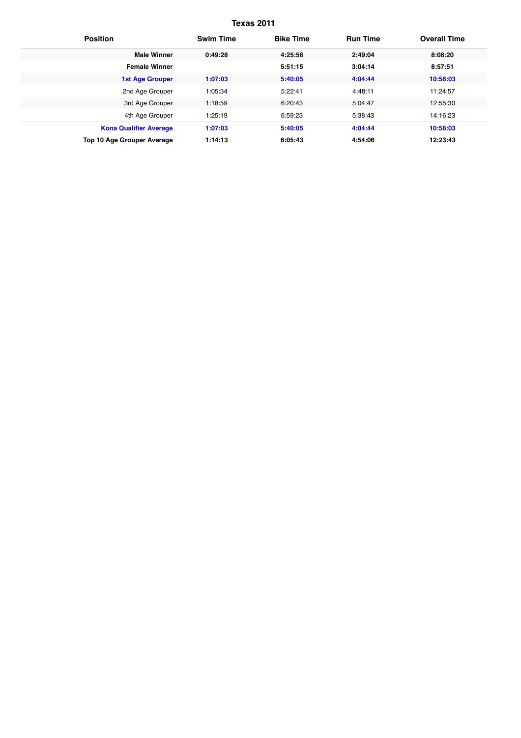## Texas 2011

| Position | Swim Time | Bike Time | Run Time | Overall Time |
|---|---|---|---|---|
| **Male Winner** | **0:49:28** | **4:25:56** | **2:49:04** | **8:08:20** |
| **Female Winner** | | **5:51:15** | **3:04:14** | **8:57:51** |
| **1st Age Grouper** | **1:07:03** | **5:40:05** | **4:04:44** | **10:58:03** |
| 2nd Age Grouper | 1:05:34 | 5:22:41 | 4:48:11 | 11:24:57 |
| 3rd Age Grouper | 1:18:59 | 6:20:43 | 5:04:47 | 12:55:30 |
| 4th Age Grouper | 1:25:19 | 6:59:23 | 5:38:43 | 14:16:23 |
| **Kona Qualifier Average** | **1:07:03** | **5:40:05** | **4:04:44** | **10:58:03** |
| **Top 10 Age Grouper Average** | **1:14:13** | **6:05:43** | **4:54:06** | **12:23:43** |